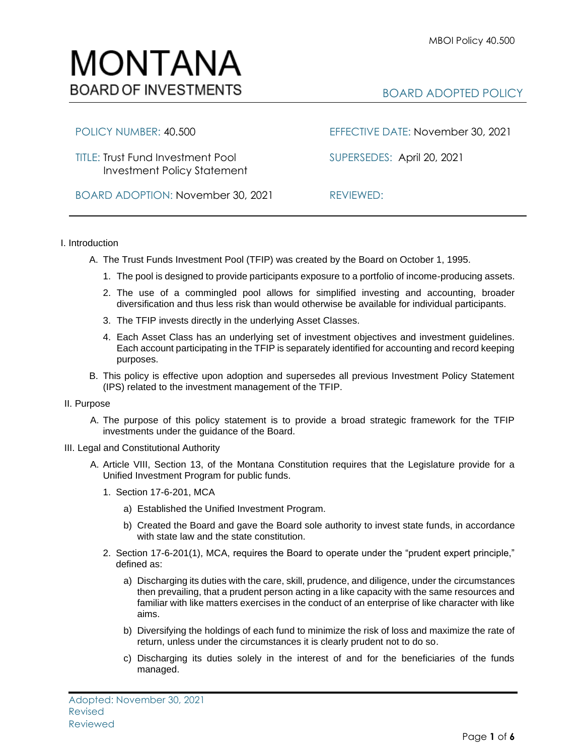# MONTANA
## BOARD OF INVESTMENTS

**BOARD ADOPTED POLICY**

| | |
|---|---|
| POLICY NUMBER: 40.500 | EFFECTIVE DATE: November 30, 2021 |
| TITLE: Trust Fund Investment Pool Investment Policy Statement | SUPERSEDES: April 20, 2021 |
| BOARD ADOPTION: November 30, 2021 | REVIEWED: |

I. Introduction

A. The Trust Funds Investment Pool (TFIP) was created by the Board on October 1, 1995.

1. The pool is designed to provide participants exposure to a portfolio of income-producing assets.
2. The use of a commingled pool allows for simplified investing and accounting, broader diversification and thus less risk than would otherwise be available for individual participants.
3. The TFIP invests directly in the underlying Asset Classes.
4. Each Asset Class has an underlying set of investment objectives and investment guidelines. Each account participating in the TFIP is separately identified for accounting and record keeping purposes.

B. This policy is effective upon adoption and supersedes all previous Investment Policy Statement (IPS) related to the investment management of the TFIP.

II. Purpose

A. The purpose of this policy statement is to provide a broad strategic framework for the TFIP investments under the guidance of the Board.

III. Legal and Constitutional Authority

A. Article VIII, Section 13, of the Montana Constitution requires that the Legislature provide for a Unified Investment Program for public funds.

1. Section 17-6-201, MCA
   a) Established the Unified Investment Program.
   b) Created the Board and gave the Board sole authority to invest state funds, in accordance with state law and the state constitution.
2. Section 17-6-201(1), MCA, requires the Board to operate under the "prudent expert principle," defined as:
   a) Discharging its duties with the care, skill, prudence, and diligence, under the circumstances then prevailing, that a prudent person acting in a like capacity with the same resources and familiar with like matters exercises in the conduct of an enterprise of like character with like aims.
   b) Diversifying the holdings of each fund to minimize the risk of loss and maximize the rate of return, unless under the circumstances it is clearly prudent not to do so.
   c) Discharging its duties solely in the interest of and for the beneficiaries of the funds managed.

Adopted: November 30, 2021
Revised
Reviewed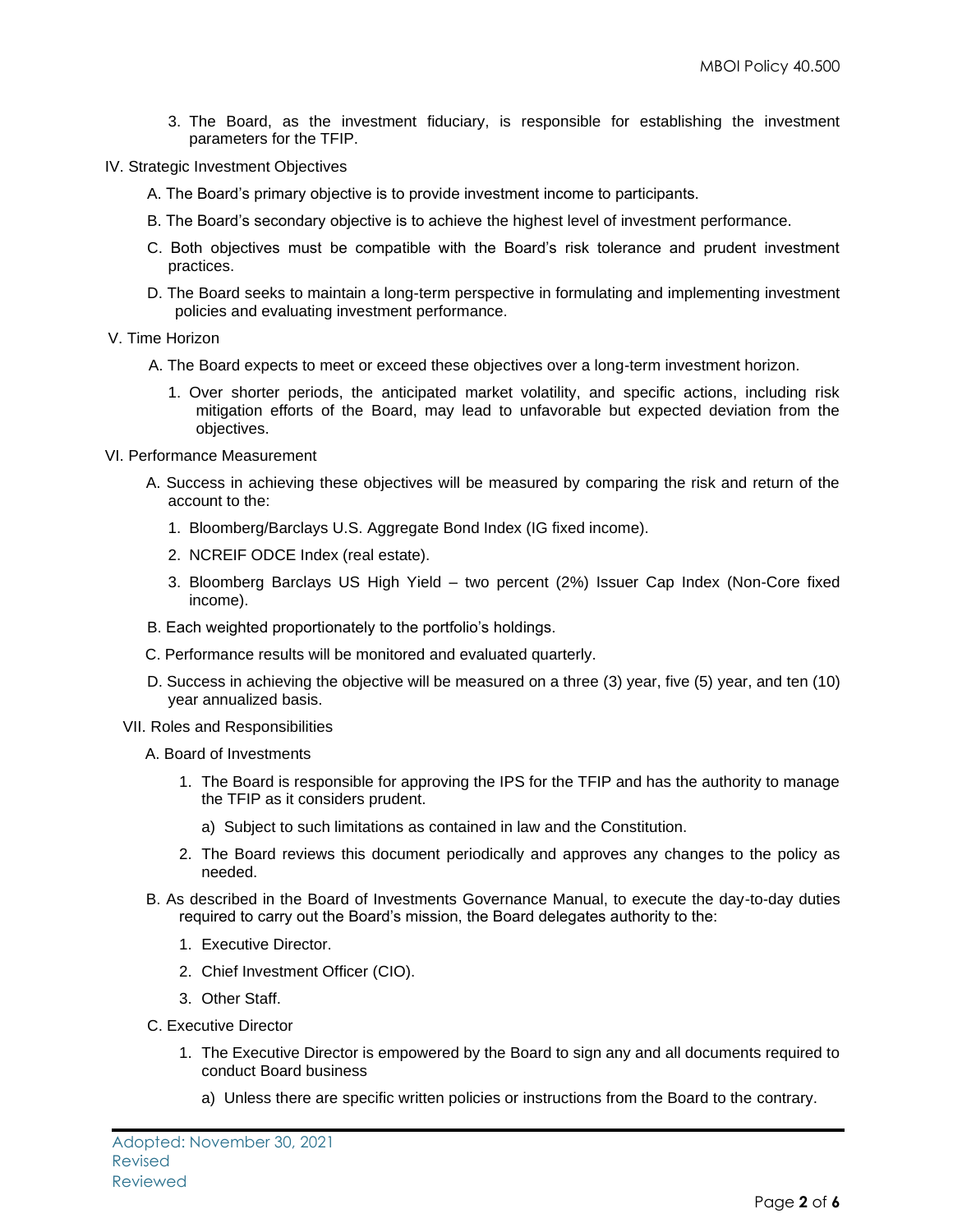3. The Board, as the investment fiduciary, is responsible for establishing the investment parameters for the TFIP.

## IV. Strategic Investment Objectives

A. The Board's primary objective is to provide investment income to participants.

B. The Board's secondary objective is to achieve the highest level of investment performance.

C. Both objectives must be compatible with the Board's risk tolerance and prudent investment practices.

D. The Board seeks to maintain a long-term perspective in formulating and implementing investment policies and evaluating investment performance.

## V. Time Horizon

A. The Board expects to meet or exceed these objectives over a long-term investment horizon.

1. Over shorter periods, the anticipated market volatility, and specific actions, including risk mitigation efforts of the Board, may lead to unfavorable but expected deviation from the objectives.

## VI. Performance Measurement

A. Success in achieving these objectives will be measured by comparing the risk and return of the account to the:

1. Bloomberg/Barclays U.S. Aggregate Bond Index (IG fixed income).
2. NCREIF ODCE Index (real estate).
3. Bloomberg Barclays US High Yield – two percent (2%) Issuer Cap Index (Non-Core fixed income).

B. Each weighted proportionately to the portfolio's holdings.

C. Performance results will be monitored and evaluated quarterly.

D. Success in achieving the objective will be measured on a three (3) year, five (5) year, and ten (10) year annualized basis.

## VII. Roles and Responsibilities

A. Board of Investments

1. The Board is responsible for approving the IPS for the TFIP and has the authority to manage the TFIP as it considers prudent.
   a) Subject to such limitations as contained in law and the Constitution.
2. The Board reviews this document periodically and approves any changes to the policy as needed.

B. As described in the Board of Investments Governance Manual, to execute the day-to-day duties required to carry out the Board's mission, the Board delegates authority to the:

1. Executive Director.
2. Chief Investment Officer (CIO).
3. Other Staff.

C. Executive Director

1. The Executive Director is empowered by the Board to sign any and all documents required to conduct Board business
   a) Unless there are specific written policies or instructions from the Board to the contrary.

Adopted: November 30, 2021
Revised
Reviewed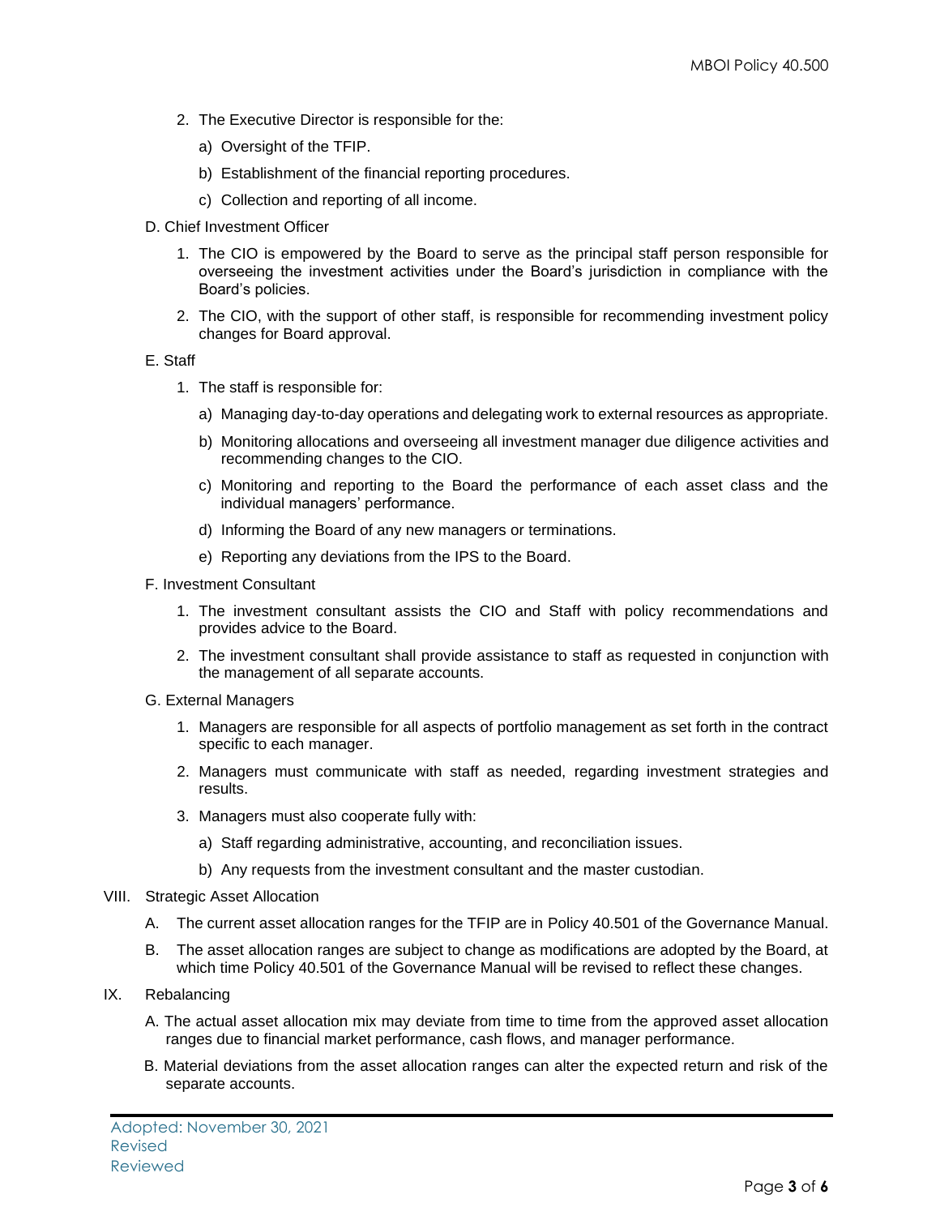2. The Executive Director is responsible for the:

   a) Oversight of the TFIP.

   b) Establishment of the financial reporting procedures.

   c) Collection and reporting of all income.

D. Chief Investment Officer

1. The CIO is empowered by the Board to serve as the principal staff person responsible for overseeing the investment activities under the Board's jurisdiction in compliance with the Board's policies.

2. The CIO, with the support of other staff, is responsible for recommending investment policy changes for Board approval.

E. Staff

1. The staff is responsible for:

   a) Managing day-to-day operations and delegating work to external resources as appropriate.

   b) Monitoring allocations and overseeing all investment manager due diligence activities and recommending changes to the CIO.

   c) Monitoring and reporting to the Board the performance of each asset class and the individual managers' performance.

   d) Informing the Board of any new managers or terminations.

   e) Reporting any deviations from the IPS to the Board.

F. Investment Consultant

1. The investment consultant assists the CIO and Staff with policy recommendations and provides advice to the Board.

2. The investment consultant shall provide assistance to staff as requested in conjunction with the management of all separate accounts.

G. External Managers

1. Managers are responsible for all aspects of portfolio management as set forth in the contract specific to each manager.

2. Managers must communicate with staff as needed, regarding investment strategies and results.

3. Managers must also cooperate fully with:

   a) Staff regarding administrative, accounting, and reconciliation issues.

   b) Any requests from the investment consultant and the master custodian.

VIII. Strategic Asset Allocation

A. The current asset allocation ranges for the TFIP are in Policy 40.501 of the Governance Manual.

B. The asset allocation ranges are subject to change as modifications are adopted by the Board, at which time Policy 40.501 of the Governance Manual will be revised to reflect these changes.

IX. Rebalancing

A. The actual asset allocation mix may deviate from time to time from the approved asset allocation ranges due to financial market performance, cash flows, and manager performance.

B. Material deviations from the asset allocation ranges can alter the expected return and risk of the separate accounts.

Adopted: November 30, 2021
Revised
Reviewed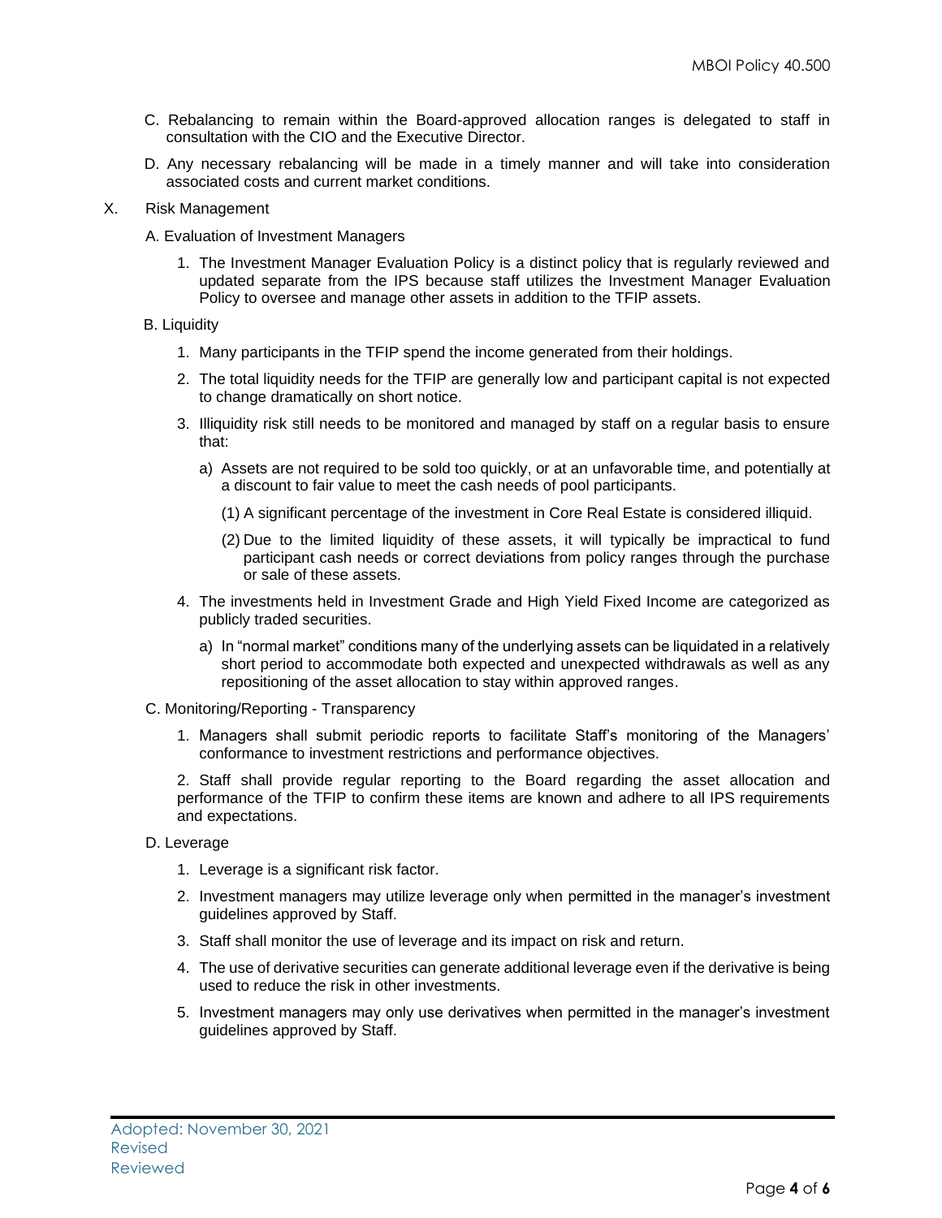C. Rebalancing to remain within the Board-approved allocation ranges is delegated to staff in consultation with the CIO and the Executive Director.

D. Any necessary rebalancing will be made in a timely manner and will take into consideration associated costs and current market conditions.

## X. Risk Management

### A. Evaluation of Investment Managers

1. The Investment Manager Evaluation Policy is a distinct policy that is regularly reviewed and updated separate from the IPS because staff utilizes the Investment Manager Evaluation Policy to oversee and manage other assets in addition to the TFIP assets.

### B. Liquidity

1. Many participants in the TFIP spend the income generated from their holdings.
2. The total liquidity needs for the TFIP are generally low and participant capital is not expected to change dramatically on short notice.
3. Illiquidity risk still needs to be monitored and managed by staff on a regular basis to ensure that:
   a) Assets are not required to be sold too quickly, or at an unfavorable time, and potentially at a discount to fair value to meet the cash needs of pool participants.
      (1) A significant percentage of the investment in Core Real Estate is considered illiquid.
      (2) Due to the limited liquidity of these assets, it will typically be impractical to fund participant cash needs or correct deviations from policy ranges through the purchase or sale of these assets.
4. The investments held in Investment Grade and High Yield Fixed Income are categorized as publicly traded securities.
   a) In "normal market" conditions many of the underlying assets can be liquidated in a relatively short period to accommodate both expected and unexpected withdrawals as well as any repositioning of the asset allocation to stay within approved ranges.

### C. Monitoring/Reporting - Transparency

1. Managers shall submit periodic reports to facilitate Staff's monitoring of the Managers' conformance to investment restrictions and performance objectives.
2. Staff shall provide regular reporting to the Board regarding the asset allocation and performance of the TFIP to confirm these items are known and adhere to all IPS requirements and expectations.

### D. Leverage

1. Leverage is a significant risk factor.
2. Investment managers may utilize leverage only when permitted in the manager's investment guidelines approved by Staff.
3. Staff shall monitor the use of leverage and its impact on risk and return.
4. The use of derivative securities can generate additional leverage even if the derivative is being used to reduce the risk in other investments.
5. Investment managers may only use derivatives when permitted in the manager's investment guidelines approved by Staff.

Adopted: November 30, 2021
Revised
Reviewed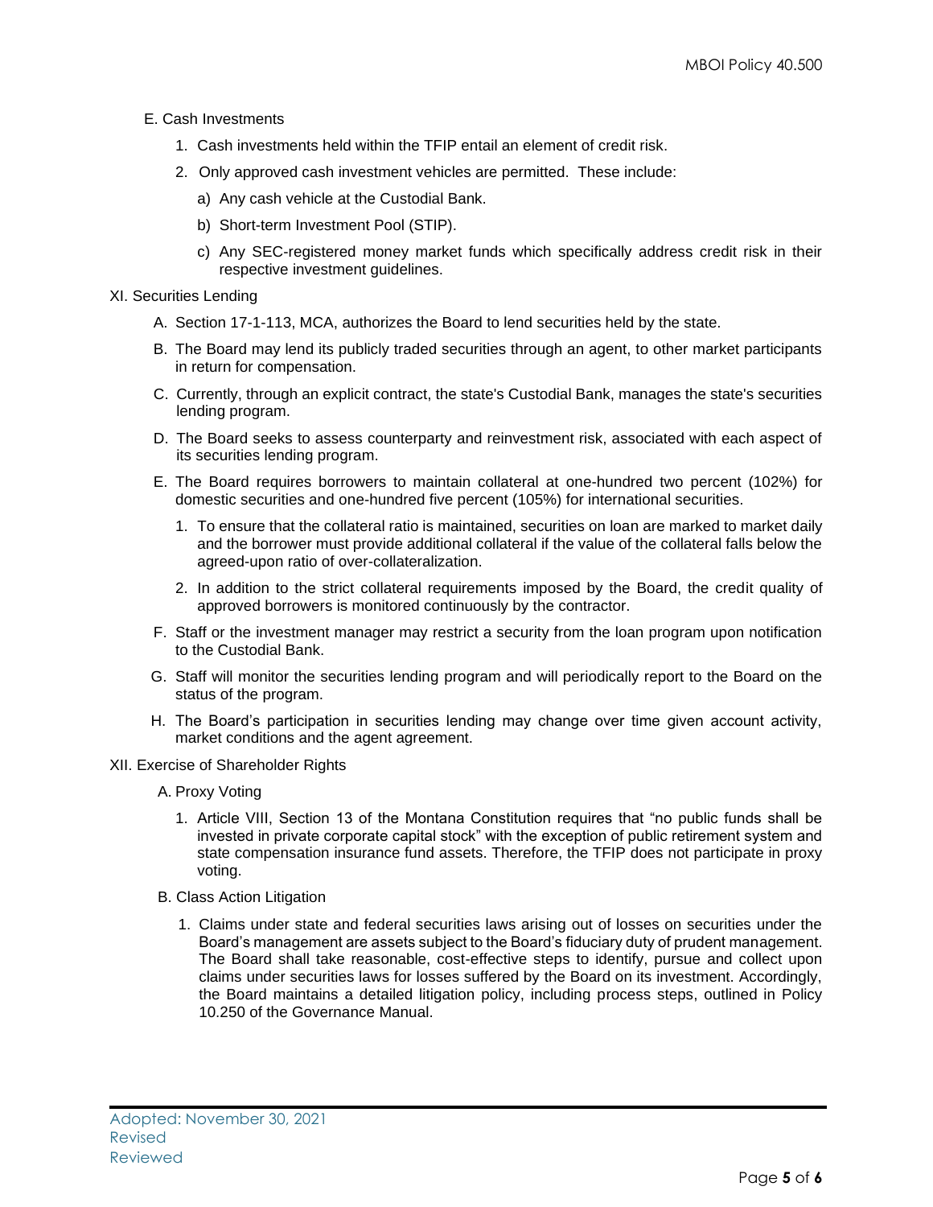E. Cash Investments

1. Cash investments held within the TFIP entail an element of credit risk.
2. Only approved cash investment vehicles are permitted. These include:
   a) Any cash vehicle at the Custodial Bank.
   b) Short-term Investment Pool (STIP).
   c) Any SEC-registered money market funds which specifically address credit risk in their respective investment guidelines.

XI. Securities Lending

A. Section 17-1-113, MCA, authorizes the Board to lend securities held by the state.

B. The Board may lend its publicly traded securities through an agent, to other market participants in return for compensation.

C. Currently, through an explicit contract, the state's Custodial Bank, manages the state's securities lending program.

D. The Board seeks to assess counterparty and reinvestment risk, associated with each aspect of its securities lending program.

E. The Board requires borrowers to maintain collateral at one-hundred two percent (102%) for domestic securities and one-hundred five percent (105%) for international securities.

1. To ensure that the collateral ratio is maintained, securities on loan are marked to market daily and the borrower must provide additional collateral if the value of the collateral falls below the agreed-upon ratio of over-collateralization.
2. In addition to the strict collateral requirements imposed by the Board, the credit quality of approved borrowers is monitored continuously by the contractor.

F. Staff or the investment manager may restrict a security from the loan program upon notification to the Custodial Bank.

G. Staff will monitor the securities lending program and will periodically report to the Board on the status of the program.

H. The Board's participation in securities lending may change over time given account activity, market conditions and the agent agreement.

XII. Exercise of Shareholder Rights

A. Proxy Voting

1. Article VIII, Section 13 of the Montana Constitution requires that "no public funds shall be invested in private corporate capital stock" with the exception of public retirement system and state compensation insurance fund assets. Therefore, the TFIP does not participate in proxy voting.

B. Class Action Litigation

1. Claims under state and federal securities laws arising out of losses on securities under the Board's management are assets subject to the Board's fiduciary duty of prudent management. The Board shall take reasonable, cost-effective steps to identify, pursue and collect upon claims under securities laws for losses suffered by the Board on its investment. Accordingly, the Board maintains a detailed litigation policy, including process steps, outlined in Policy 10.250 of the Governance Manual.

Adopted: November 30, 2021
Revised
Reviewed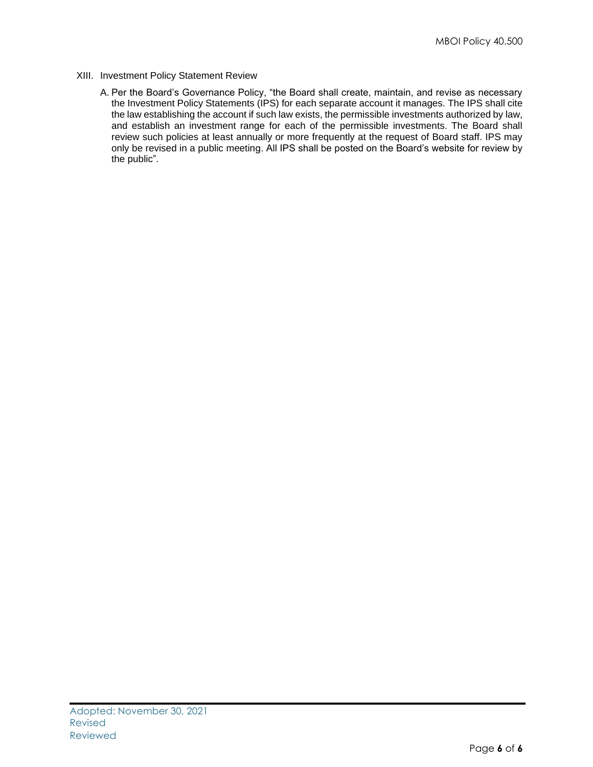XIII. Investment Policy Statement Review

A. Per the Board's Governance Policy, "the Board shall create, maintain, and revise as necessary the Investment Policy Statements (IPS) for each separate account it manages. The IPS shall cite the law establishing the account if such law exists, the permissible investments authorized by law, and establish an investment range for each of the permissible investments. The Board shall review such policies at least annually or more frequently at the request of Board staff. IPS may only be revised in a public meeting. All IPS shall be posted on the Board's website for review by the public".

Adopted: November 30, 2021
Revised
Reviewed